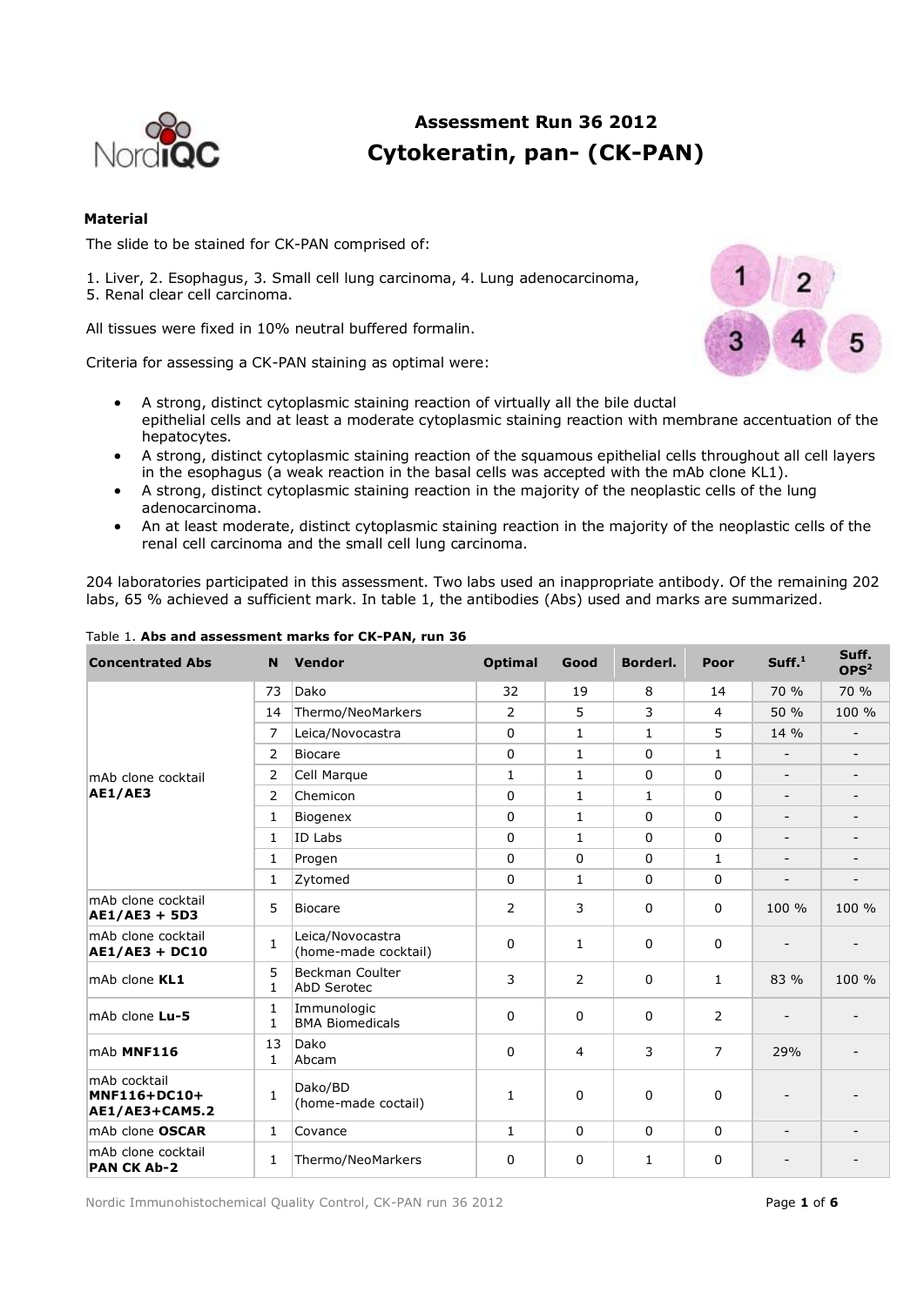# Assessment Run 36 2012
# Cytokeratin, pan- (CK-PAN)

### Material

The slide to be stained for CK-PAN comprised of:

1. Liver, 2. Esophagus, 3. Small cell lung carcinoma, 4. Lung adenocarcinoma,
5. Renal clear cell carcinoma.

All tissues were fixed in 10% neutral buffered formalin.

Criteria for assessing a CK-PAN staining as optimal were:

- A strong, distinct cytoplasmic staining reaction of virtually all the bile ductal epithelial cells and at least a moderate cytoplasmic staining reaction with membrane accentuation of the hepatocytes.
- A strong, distinct cytoplasmic staining reaction of the squamous epithelial cells throughout all cell layers in the esophagus (a weak reaction in the basal cells was accepted with the mAb clone KL1).
- A strong, distinct cytoplasmic staining reaction in the majority of the neoplastic cells of the lung adenocarcinoma.
- An at least moderate, distinct cytoplasmic staining reaction in the majority of the neoplastic cells of the renal cell carcinoma and the small cell lung carcinoma.

204 laboratories participated in this assessment. Two labs used an inappropriate antibody. Of the remaining 202 labs, 65 % achieved a sufficient mark. In table 1, the antibodies (Abs) used and marks are summarized.

Table 1. **Abs and assessment marks for CK-PAN, run 36**

| Concentrated Abs | N | Vendor | Optimal | Good | Borderl. | Poor | Suff.[1] | Suff. OPS[2] |
|---|---|---|---|---|---|---|---|---|
| mAb clone cocktail **AE1/AE3** | 73 | Dako | 32 | 19 | 8 | 14 | 70 % | 70 % |
| | 14 | Thermo/NeoMarkers | 2 | 5 | 3 | 4 | 50 % | 100 % |
| | 7 | Leica/Novocastra | 0 | 1 | 1 | 5 | 14 % | - |
| | 2 | Biocare | 0 | 1 | 0 | 1 | - | - |
| | 2 | Cell Marque | 1 | 1 | 0 | 0 | - | - |
| | 2 | Chemicon | 0 | 1 | 1 | 0 | - | - |
| | 1 | Biogenex | 0 | 1 | 0 | 0 | - | - |
| | 1 | ID Labs | 0 | 1 | 0 | 0 | - | - |
| | 1 | Progen | 0 | 0 | 0 | 1 | - | - |
| | 1 | Zytomed | 0 | 1 | 0 | 0 | - | - |
| mAb clone cocktail **AE1/AE3 + 5D3** | 5 | Biocare | 2 | 3 | 0 | 0 | 100 % | 100 % |
| mAb clone cocktail **AE1/AE3 + DC10** | 1 | Leica/Novocastra (home-made cocktail) | 0 | 1 | 0 | 0 | - | - |
| mAb clone **KL1** | 5<br>1 | Beckman Coulter<br>AbD Serotec | 3 | 2 | 0 | 1 | 83 % | 100 % |
| mAb clone **Lu-5** | 1<br>1 | Immunologic<br>BMA Biomedicals | 0 | 0 | 0 | 2 | - | - |
| mAb **MNF116** | 13<br>1 | Dako<br>Abcam | 0 | 4 | 3 | 7 | 29% | - |
| mAb cocktail **MNF116+DC10+ AE1/AE3+CAM5.2** | 1 | Dako/BD (home-made coctail) | 1 | 0 | 0 | 0 | - | - |
| mAb clone **OSCAR** | 1 | Covance | 1 | 0 | 0 | 0 | - | - |
| mAb clone cocktail **PAN CK Ab-2** | 1 | Thermo/NeoMarkers | 0 | 0 | 1 | 0 | - | - |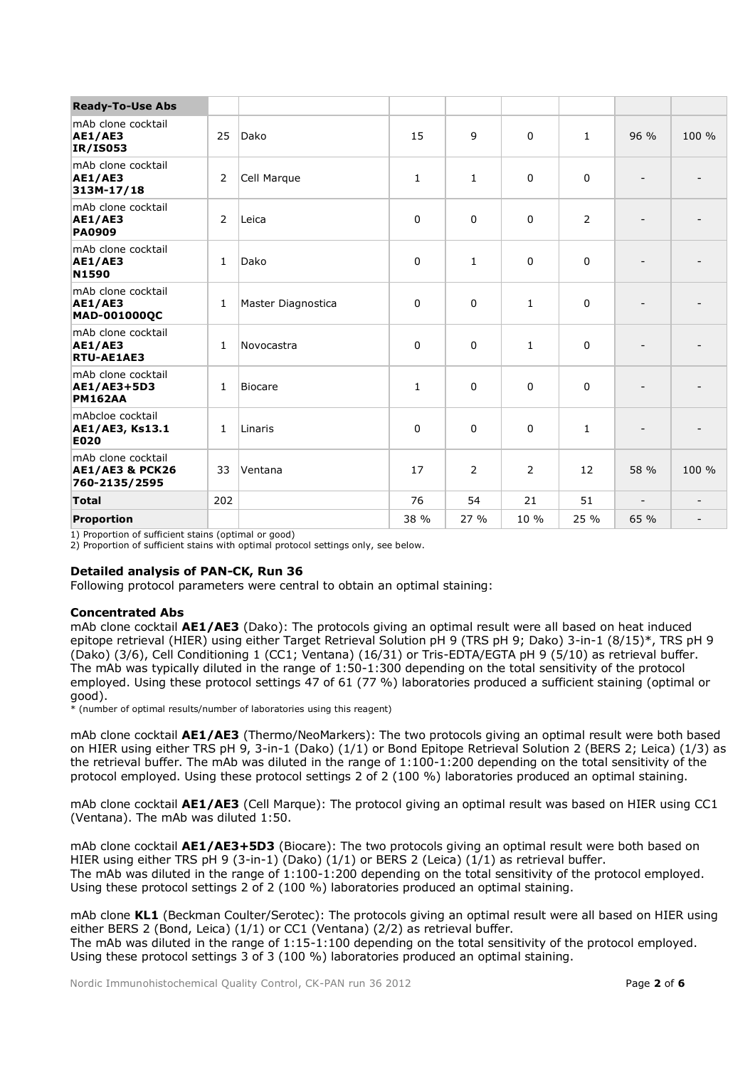| Ready-To-Use Abs | | | | | | | | |
|---|---|---|---|---|---|---|---|---|
| mAb clone cocktail **AE1/AE3** **IR/IS053** | 25 | Dako | 15 | 9 | 0 | 1 | 96 % | 100 % |
| mAb clone cocktail **AE1/AE3** **313M-17/18** | 2 | Cell Marque | 1 | 1 | 0 | 0 | - | - |
| mAb clone cocktail **AE1/AE3** **PA0909** | 2 | Leica | 0 | 0 | 0 | 2 | - | - |
| mAb clone cocktail **AE1/AE3** **N1590** | 1 | Dako | 0 | 1 | 0 | 0 | - | - |
| mAb clone cocktail **AE1/AE3** **MAD-001000QC** | 1 | Master Diagnostica | 0 | 0 | 1 | 0 | - | - |
| mAb clone cocktail **AE1/AE3** **RTU-AE1AE3** | 1 | Novocastra | 0 | 0 | 1 | 0 | - | - |
| mAb clone cocktail **AE1/AE3+5D3** **PM162AA** | 1 | Biocare | 1 | 0 | 0 | 0 | - | - |
| mAbcloe cocktail **AE1/AE3, Ks13.1** **E020** | 1 | Linaris | 0 | 0 | 0 | 1 | - | - |
| mAb clone cocktail **AE1/AE3 & PCK26** **760-2135/2595** | 33 | Ventana | 17 | 2 | 2 | 12 | 58 % | 100 % |
| **Total** | 202 | | 76 | 54 | 21 | 51 | - | - |
| **Proportion** | | | 38 % | 27 % | 10 % | 25 % | 65 % | - |

1) Proportion of sufficient stains (optimal or good)
2) Proportion of sufficient stains with optimal protocol settings only, see below.

### Detailed analysis of PAN-CK, Run 36

Following protocol parameters were central to obtain an optimal staining:

### Concentrated Abs

mAb clone cocktail **AE1/AE3** (Dako): The protocols giving an optimal result were all based on heat induced epitope retrieval (HIER) using either Target Retrieval Solution pH 9 (TRS pH 9; Dako) 3-in-1 (8/15)*, TRS pH 9 (Dako) (3/6), Cell Conditioning 1 (CC1; Ventana) (16/31) or Tris-EDTA/EGTA pH 9 (5/10) as retrieval buffer. The mAb was typically diluted in the range of 1:50-1:300 depending on the total sensitivity of the protocol employed. Using these protocol settings 47 of 61 (77 %) laboratories produced a sufficient staining (optimal or good).
* (number of optimal results/number of laboratories using this reagent)

mAb clone cocktail **AE1/AE3** (Thermo/NeoMarkers): The two protocols giving an optimal result were both based on HIER using either TRS pH 9, 3-in-1 (Dako) (1/1) or Bond Epitope Retrieval Solution 2 (BERS 2; Leica) (1/3) as the retrieval buffer. The mAb was diluted in the range of 1:100-1:200 depending on the total sensitivity of the protocol employed. Using these protocol settings 2 of 2 (100 %) laboratories produced an optimal staining.

mAb clone cocktail **AE1/AE3** (Cell Marque): The protocol giving an optimal result was based on HIER using CC1 (Ventana). The mAb was diluted 1:50.

mAb clone cocktail **AE1/AE3+5D3** (Biocare): The two protocols giving an optimal result were both based on HIER using either TRS pH 9 (3-in-1) (Dako) (1/1) or BERS 2 (Leica) (1/1) as retrieval buffer.
The mAb was diluted in the range of 1:100-1:200 depending on the total sensitivity of the protocol employed. Using these protocol settings 2 of 2 (100 %) laboratories produced an optimal staining.

mAb clone **KL1** (Beckman Coulter/Serotec): The protocols giving an optimal result were all based on HIER using either BERS 2 (Bond, Leica) (1/1) or CC1 (Ventana) (2/2) as retrieval buffer.
The mAb was diluted in the range of 1:15-1:100 depending on the total sensitivity of the protocol employed. Using these protocol settings 3 of 3 (100 %) laboratories produced an optimal staining.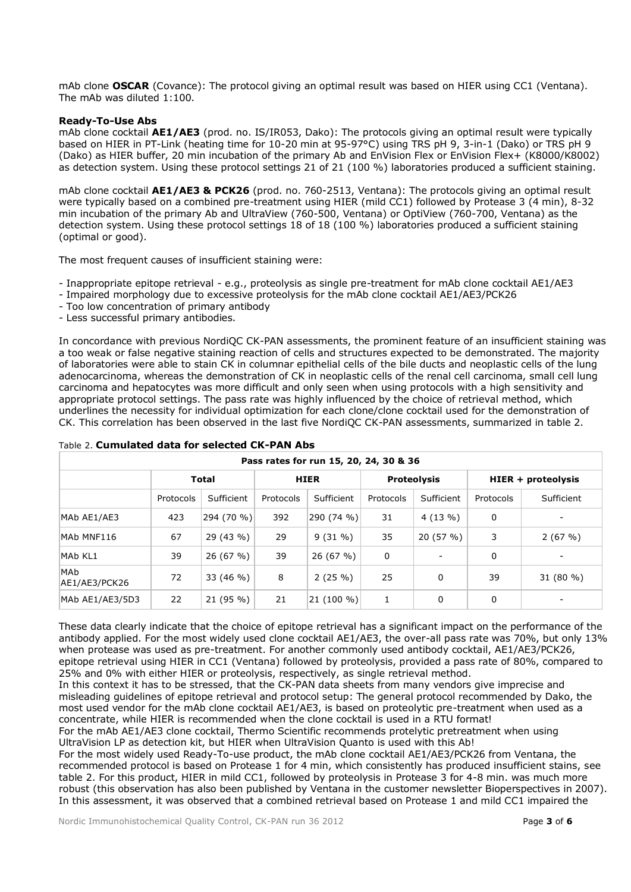mAb clone **OSCAR** (Covance): The protocol giving an optimal result was based on HIER using CC1 (Ventana). The mAb was diluted 1:100.

**Ready-To-Use Abs**

mAb clone cocktail **AE1/AE3** (prod. no. IS/IR053, Dako): The protocols giving an optimal result were typically based on HIER in PT-Link (heating time for 10-20 min at 95-97°C) using TRS pH 9, 3-in-1 (Dako) or TRS pH 9 (Dako) as HIER buffer, 20 min incubation of the primary Ab and EnVision Flex or EnVision Flex+ (K8000/K8002) as detection system. Using these protocol settings 21 of 21 (100 %) laboratories produced a sufficient staining.

mAb clone cocktail **AE1/AE3 & PCK26** (prod. no. 760-2513, Ventana): The protocols giving an optimal result were typically based on a combined pre-treatment using HIER (mild CC1) followed by Protease 3 (4 min), 8-32 min incubation of the primary Ab and UltraView (760-500, Ventana) or OptiView (760-700, Ventana) as the detection system. Using these protocol settings 18 of 18 (100 %) laboratories produced a sufficient staining (optimal or good).

The most frequent causes of insufficient staining were:

- Inappropriate epitope retrieval - e.g., proteolysis as single pre-treatment for mAb clone cocktail AE1/AE3
- Impaired morphology due to excessive proteolysis for the mAb clone cocktail AE1/AE3/PCK26
- Too low concentration of primary antibody
- Less successful primary antibodies.

In concordance with previous NordiQC CK-PAN assessments, the prominent feature of an insufficient staining was a too weak or false negative staining reaction of cells and structures expected to be demonstrated. The majority of laboratories were able to stain CK in columnar epithelial cells of the bile ducts and neoplastic cells of the lung adenocarcinoma, whereas the demonstration of CK in neoplastic cells of the renal cell carcinoma, small cell lung carcinoma and hepatocytes was more difficult and only seen when using protocols with a high sensitivity and appropriate protocol settings. The pass rate was highly influenced by the choice of retrieval method, which underlines the necessity for individual optimization for each clone/clone cocktail used for the demonstration of CK. This correlation has been observed in the last five NordiQC CK-PAN assessments, summarized in table 2.

Table 2. **Cumulated data for selected CK-PAN Abs**

| Pass rates for run 15, 20, 24, 30 & 36 | | | | | | | | |
|---|---|---|---|---|---|---|---|---|
| | **Total** | | **HIER** | | **Proteolysis** | | **HIER + proteolysis** | |
| | Protocols | Sufficient | Protocols | Sufficient | Protocols | Sufficient | Protocols | Sufficient |
| MAb AE1/AE3 | 423 | 294 (70 %) | 392 | 290 (74 %) | 31 | 4 (13 %) | 0 | - |
| MAb MNF116 | 67 | 29 (43 %) | 29 | 9 (31 %) | 35 | 20 (57 %) | 3 | 2 (67 %) |
| MAb KL1 | 39 | 26 (67 %) | 39 | 26 (67 %) | 0 | - | 0 | - |
| MAb AE1/AE3/PCK26 | 72 | 33 (46 %) | 8 | 2 (25 %) | 25 | 0 | 39 | 31 (80 %) |
| MAb AE1/AE3/5D3 | 22 | 21 (95 %) | 21 | 21 (100 %) | 1 | 0 | 0 | - |

These data clearly indicate that the choice of epitope retrieval has a significant impact on the performance of the antibody applied. For the most widely used clone cocktail AE1/AE3, the over-all pass rate was 70%, but only 13% when protease was used as pre-treatment. For another commonly used antibody cocktail, AE1/AE3/PCK26, epitope retrieval using HIER in CC1 (Ventana) followed by proteolysis, provided a pass rate of 80%, compared to 25% and 0% with either HIER or proteolysis, respectively, as single retrieval method.

In this context it has to be stressed, that the CK-PAN data sheets from many vendors give imprecise and misleading guidelines of epitope retrieval and protocol setup: The general protocol recommended by Dako, the most used vendor for the mAb clone cocktail AE1/AE3, is based on proteolytic pre-treatment when used as a concentrate, while HIER is recommended when the clone cocktail is used in a RTU format!

For the mAb AE1/AE3 clone cocktail, Thermo Scientific recommends protelytic pretreatment when using UltraVision LP as detection kit, but HIER when UltraVision Quanto is used with this Ab!

For the most widely used Ready-To-use product, the mAb clone cocktail AE1/AE3/PCK26 from Ventana, the recommended protocol is based on Protease 1 for 4 min, which consistently has produced insufficient stains, see table 2. For this product, HIER in mild CC1, followed by proteolysis in Protease 3 for 4-8 min. was much more robust (this observation has also been published by Ventana in the customer newsletter Bioperspectives in 2007). In this assessment, it was observed that a combined retrieval based on Protease 1 and mild CC1 impaired the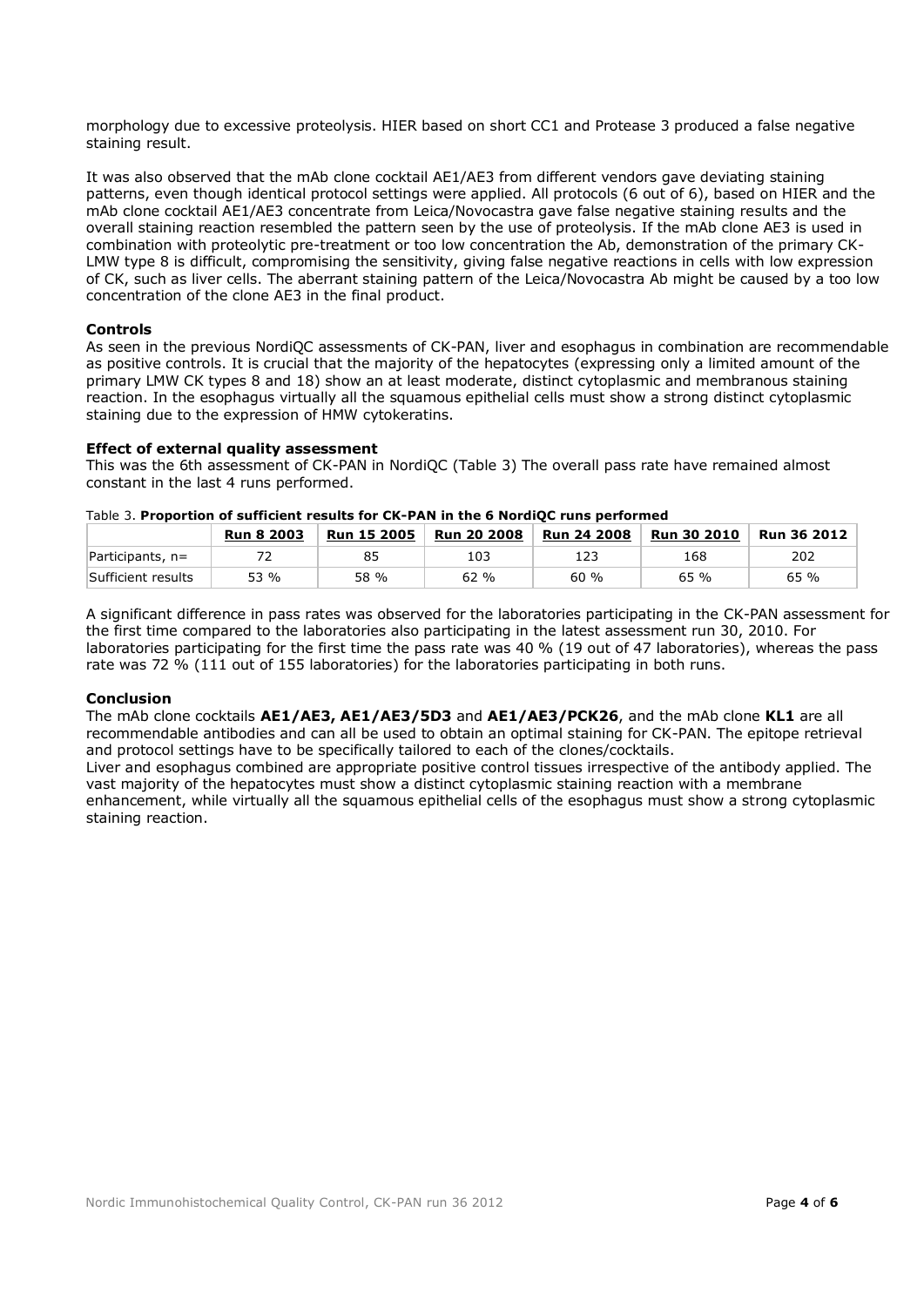morphology due to excessive proteolysis. HIER based on short CC1 and Protease 3 produced a false negative staining result.

It was also observed that the mAb clone cocktail AE1/AE3 from different vendors gave deviating staining patterns, even though identical protocol settings were applied. All protocols (6 out of 6), based on HIER and the mAb clone cocktail AE1/AE3 concentrate from Leica/Novocastra gave false negative staining results and the overall staining reaction resembled the pattern seen by the use of proteolysis. If the mAb clone AE3 is used in combination with proteolytic pre-treatment or too low concentration the Ab, demonstration of the primary CK-LMW type 8 is difficult, compromising the sensitivity, giving false negative reactions in cells with low expression of CK, such as liver cells. The aberrant staining pattern of the Leica/Novocastra Ab might be caused by a too low concentration of the clone AE3 in the final product.

### Controls

As seen in the previous NordiQC assessments of CK-PAN, liver and esophagus in combination are recommendable as positive controls. It is crucial that the majority of the hepatocytes (expressing only a limited amount of the primary LMW CK types 8 and 18) show an at least moderate, distinct cytoplasmic and membranous staining reaction. In the esophagus virtually all the squamous epithelial cells must show a strong distinct cytoplasmic staining due to the expression of HMW cytokeratins.

### Effect of external quality assessment

This was the 6th assessment of CK-PAN in NordiQC (Table 3) The overall pass rate have remained almost constant in the last 4 runs performed.

Table 3. **Proportion of sufficient results for CK-PAN in the 6 NordiQC runs performed**

| | Run 8 2003 | Run 15 2005 | Run 20 2008 | Run 24 2008 | Run 30 2010 | Run 36 2012 |
|---|---|---|---|---|---|---|
| Participants, n= | 72 | 85 | 103 | 123 | 168 | 202 |
| Sufficient results | 53 % | 58 % | 62 % | 60 % | 65 % | 65 % |

A significant difference in pass rates was observed for the laboratories participating in the CK-PAN assessment for the first time compared to the laboratories also participating in the latest assessment run 30, 2010. For laboratories participating for the first time the pass rate was 40 % (19 out of 47 laboratories), whereas the pass rate was 72 % (111 out of 155 laboratories) for the laboratories participating in both runs.

### Conclusion

The mAb clone cocktails **AE1/AE3, AE1/AE3/5D3** and **AE1/AE3/PCK26**, and the mAb clone **KL1** are all recommendable antibodies and can all be used to obtain an optimal staining for CK-PAN. The epitope retrieval and protocol settings have to be specifically tailored to each of the clones/cocktails.
Liver and esophagus combined are appropriate positive control tissues irrespective of the antibody applied. The vast majority of the hepatocytes must show a distinct cytoplasmic staining reaction with a membrane enhancement, while virtually all the squamous epithelial cells of the esophagus must show a strong cytoplasmic staining reaction.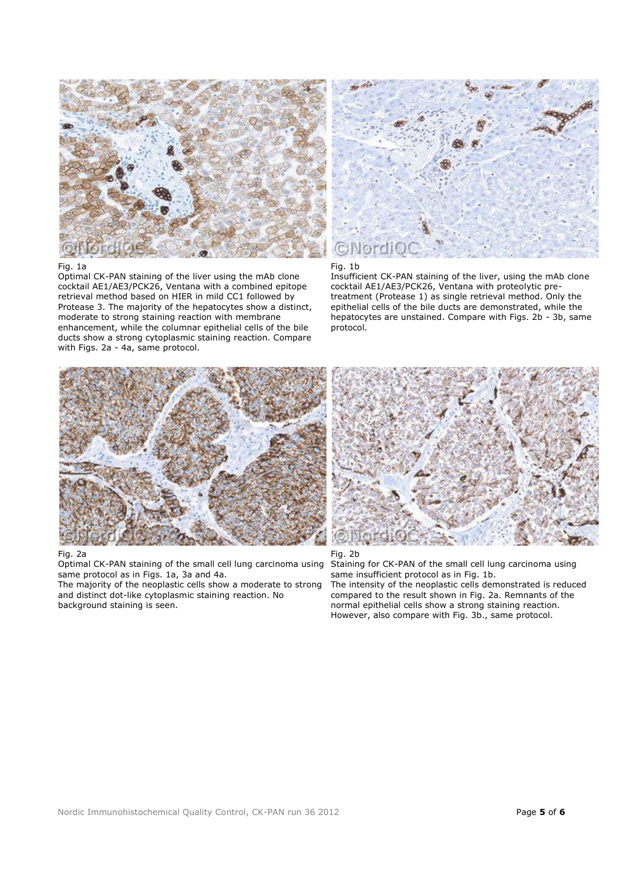Fig. 1a

Optimal CK-PAN staining of the liver using the mAb clone cocktail AE1/AE3/PCK26, Ventana with a combined epitope retrieval method based on HIER in mild CC1 followed by Protease 3. The majority of the hepatocytes show a distinct, moderate to strong staining reaction with membrane enhancement, while the columnar epithelial cells of the bile ducts show a strong cytoplasmic staining reaction. Compare with Figs. 2a - 4a, same protocol.

Fig. 1b

Insufficient CK-PAN staining of the liver, using the mAb clone cocktail AE1/AE3/PCK26, Ventana with proteolytic pre-treatment (Protease 1) as single retrieval method. Only the epithelial cells of the bile ducts are demonstrated, while the hepatocytes are unstained. Compare with Figs. 2b - 3b, same protocol.

Fig. 2a

Optimal CK-PAN staining of the small cell lung carcinoma using same protocol as in Figs. 1a, 3a and 4a.

The majority of the neoplastic cells show a moderate to strong and distinct dot-like cytoplasmic staining reaction. No background staining is seen.

Fig. 2b

Staining for CK-PAN of the small cell lung carcinoma using same insufficient protocol as in Fig. 1b.

The intensity of the neoplastic cells demonstrated is reduced compared to the result shown in Fig. 2a. Remnants of the normal epithelial cells show a strong staining reaction. However, also compare with Fig. 3b., same protocol.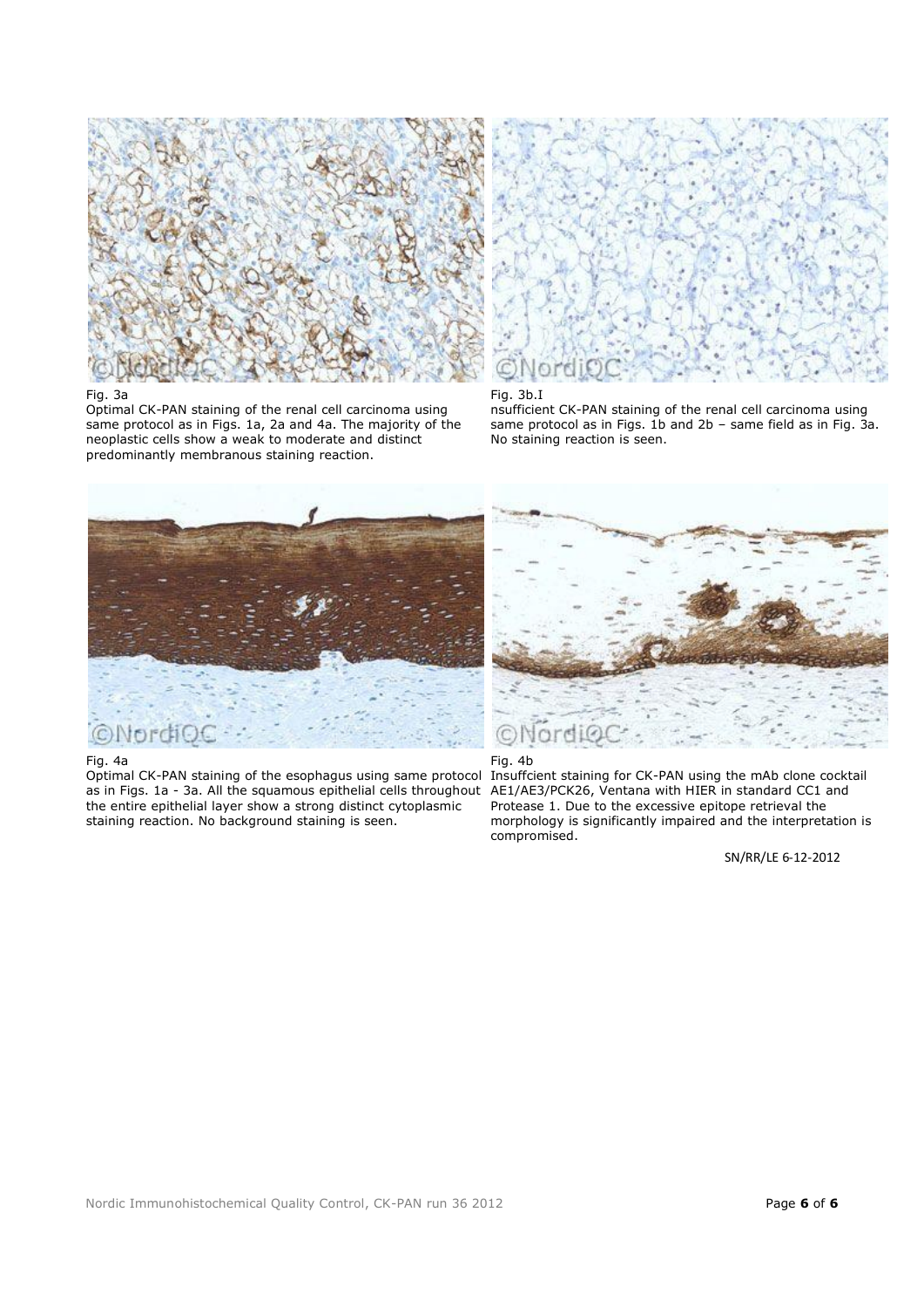Fig. 3a
Optimal CK-PAN staining of the renal cell carcinoma using same protocol as in Figs. 1a, 2a and 4a. The majority of the neoplastic cells show a weak to moderate and distinct predominantly membranous staining reaction.

Fig. 3b.I
nsufficient CK-PAN staining of the renal cell carcinoma using same protocol as in Figs. 1b and 2b – same field as in Fig. 3a. No staining reaction is seen.

Fig. 4a
Optimal CK-PAN staining of the esophagus using same protocol as in Figs. 1a - 3a. All the squamous epithelial cells throughout the entire epithelial layer show a strong distinct cytoplasmic staining reaction. No background staining is seen.

Fig. 4b
Insuffcient staining for CK-PAN using the mAb clone cocktail AE1/AE3/PCK26, Ventana with HIER in standard CC1 and Protease 1. Due to the excessive epitope retrieval the morphology is significantly impaired and the interpretation is compromised.

SN/RR/LE 6-12-2012